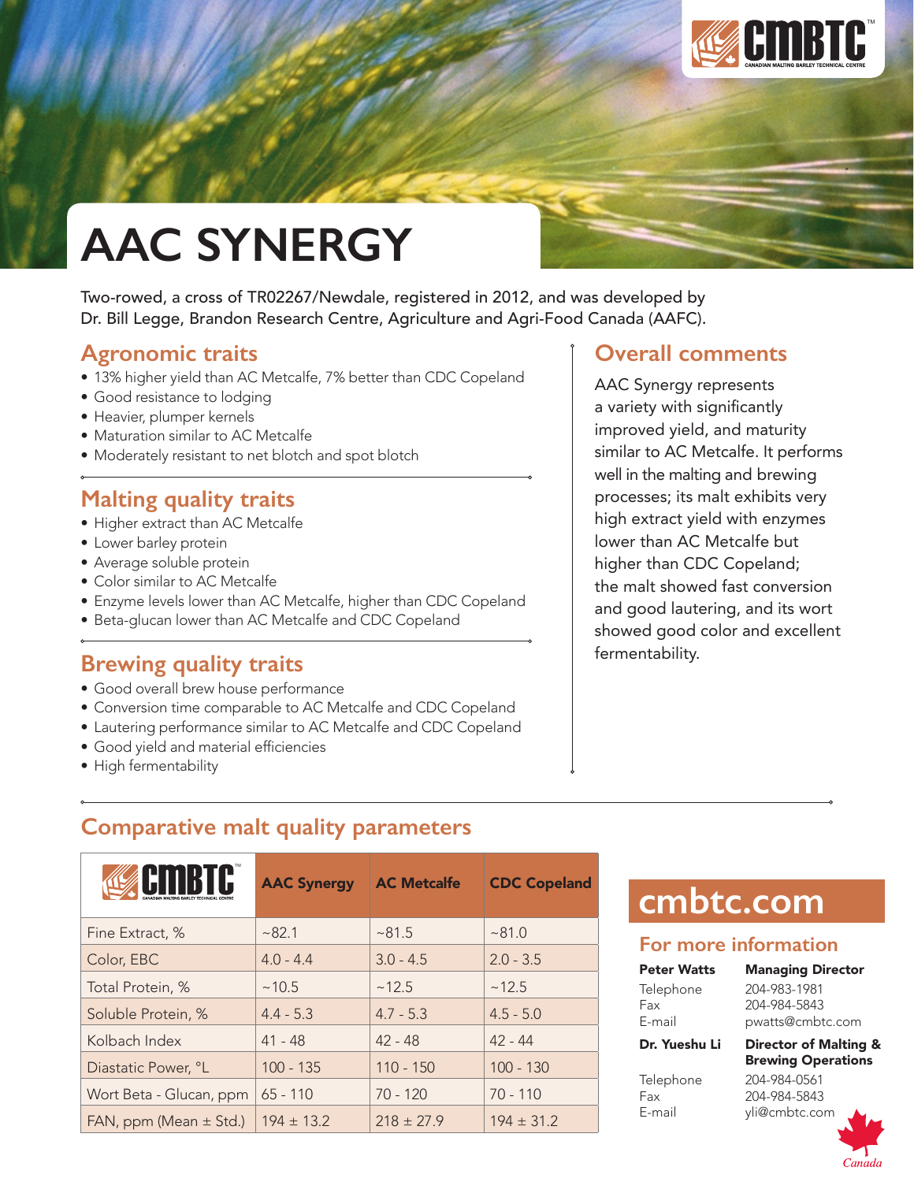# AAC SYNERGY

Two-rowed, a cross of TR02267/Newdale, registered in 2012, and was developed by Dr. Bill Legge, Brandon Research Centre, Agriculture and Agri-Food Canada (AAFC).

## Agronomic traits

- 13% higher yield than AC Metcalfe, 7% better than CDC Copeland
- Good resistance to lodging
- Heavier, plumper kernels
- Maturation similar to AC Metcalfe
- Moderately resistant to net blotch and spot blotch

## Malting quality traits

- Higher extract than AC Metcalfe
- Lower barley protein
- Average soluble protein
- Color similar to AC Metcalfe
- Enzyme levels lower than AC Metcalfe, higher than CDC Copeland
- Beta-glucan lower than AC Metcalfe and CDC Copeland

## Brewing quality traits

- Good overall brew house performance
- Conversion time comparable to AC Metcalfe and CDC Copeland
- Lautering performance similar to AC Metcalfe and CDC Copeland
- Good yield and material efficiencies
- High fermentability

## Overall comments

AAC Synergy represents a variety with significantly improved yield, and maturity similar to AC Metcalfe. It performs well in the malting and brewing processes; its malt exhibits very high extract yield with enzymes lower than AC Metcalfe but higher than CDC Copeland; the malt showed fast conversion and good lautering, and its wort showed good color and excellent fermentability.

## Comparative malt quality parameters

| CMBTC | AAC Synergy | AC Metcalfe | CDC Copeland |
|---|---|---|---|
| Fine Extract, % | ~82.1 | ~81.5 | ~81.0 |
| Color, EBC | 4.0 - 4.4 | 3.0 - 4.5 | 2.0 - 3.5 |
| Total Protein, % | ~10.5 | ~12.5 | ~12.5 |
| Soluble Protein, % | 4.4 - 5.3 | 4.7 - 5.3 | 4.5 - 5.0 |
| Kolbach Index | 41 - 48 | 42 - 48 | 42 - 44 |
| Diastatic Power, °L | 100 - 135 | 110 - 150 | 100 - 130 |
| Wort Beta - Glucan, ppm | 65 - 110 | 70 - 120 | 70 - 110 |
| FAN, ppm (Mean ± Std.) | 194 ± 13.2 | 218 ± 27.9 | 194 ± 31.2 |

## cmbtc.com

### For more information

**Peter Watts** — **Managing Director**
Telephone 204-983-1981
Fax 204-984-5843
E-mail pwatts@cmbtc.com

**Dr. Yueshu Li** — **Director of Malting & Brewing Operations**
Telephone 204-984-0561
Fax 204-984-5843
E-mail yli@cmbtc.com

Canada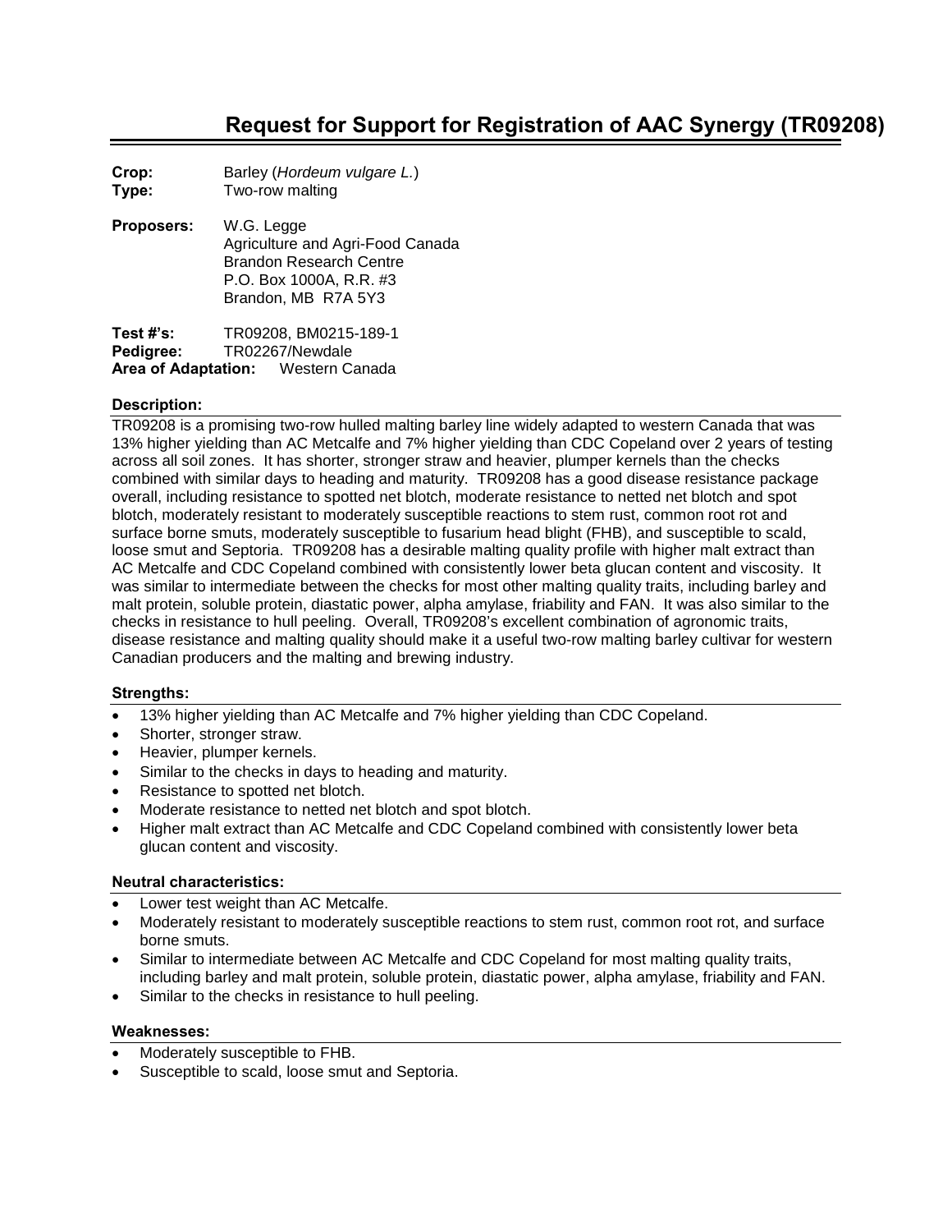# Request for Support for Registration of AAC Synergy (TR09208)

**Crop:** Barley (*Hordeum vulgare L.*)
**Type:** Two-row malting

**Proposers:** W.G. Legge
Agriculture and Agri-Food Canada
Brandon Research Centre
P.O. Box 1000A, R.R. #3
Brandon, MB R7A 5Y3

**Test #'s:** TR09208, BM0215-189-1
**Pedigree:** TR02267/Newdale
**Area of Adaptation:** Western Canada

### Description:

TR09208 is a promising two-row hulled malting barley line widely adapted to western Canada that was 13% higher yielding than AC Metcalfe and 7% higher yielding than CDC Copeland over 2 years of testing across all soil zones. It has shorter, stronger straw and heavier, plumper kernels than the checks combined with similar days to heading and maturity. TR09208 has a good disease resistance package overall, including resistance to spotted net blotch, moderate resistance to netted net blotch and spot blotch, moderately resistant to moderately susceptible reactions to stem rust, common root rot and surface borne smuts, moderately susceptible to fusarium head blight (FHB), and susceptible to scald, loose smut and Septoria. TR09208 has a desirable malting quality profile with higher malt extract than AC Metcalfe and CDC Copeland combined with consistently lower beta glucan content and viscosity. It was similar to intermediate between the checks for most other malting quality traits, including barley and malt protein, soluble protein, diastatic power, alpha amylase, friability and FAN. It was also similar to the checks in resistance to hull peeling. Overall, TR09208's excellent combination of agronomic traits, disease resistance and malting quality should make it a useful two-row malting barley cultivar for western Canadian producers and the malting and brewing industry.

### Strengths:

- 13% higher yielding than AC Metcalfe and 7% higher yielding than CDC Copeland.
- Shorter, stronger straw.
- Heavier, plumper kernels.
- Similar to the checks in days to heading and maturity.
- Resistance to spotted net blotch.
- Moderate resistance to netted net blotch and spot blotch.
- Higher malt extract than AC Metcalfe and CDC Copeland combined with consistently lower beta glucan content and viscosity.

### Neutral characteristics:

- Lower test weight than AC Metcalfe.
- Moderately resistant to moderately susceptible reactions to stem rust, common root rot, and surface borne smuts.
- Similar to intermediate between AC Metcalfe and CDC Copeland for most malting quality traits, including barley and malt protein, soluble protein, diastatic power, alpha amylase, friability and FAN.
- Similar to the checks in resistance to hull peeling.

### Weaknesses:

- Moderately susceptible to FHB.
- Susceptible to scald, loose smut and Septoria.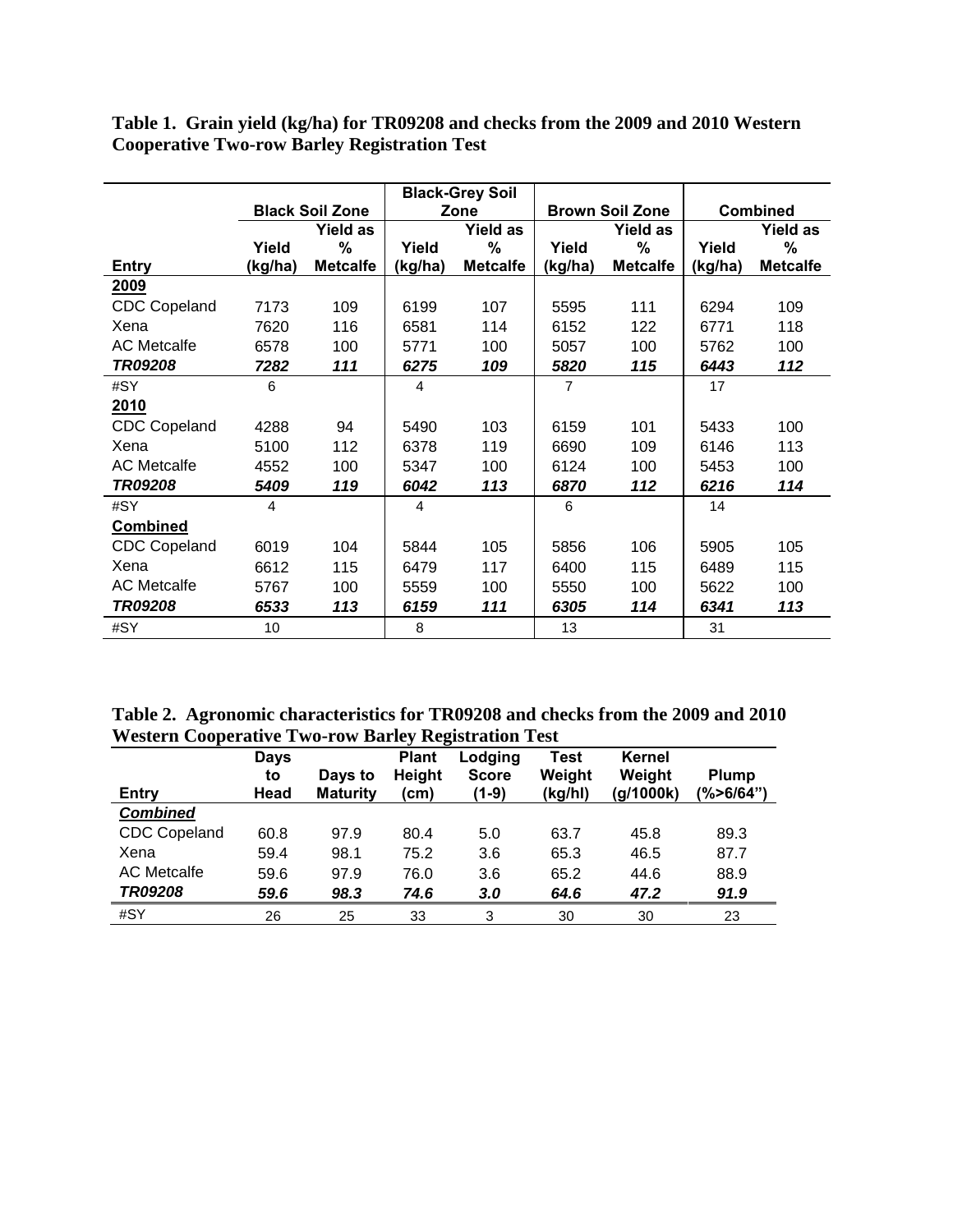**Table 1. Grain yield (kg/ha) for TR09208 and checks from the 2009 and 2010 Western Cooperative Two-row Barley Registration Test**

| | Black Soil Zone | | Black-Grey Soil Zone | | Brown Soil Zone | | Combined | |
|---|---|---|---|---|---|---|---|---|
| **Entry** | **Yield (kg/ha)** | **Yield as % Metcalfe** | **Yield (kg/ha)** | **Yield as % Metcalfe** | **Yield (kg/ha)** | **Yield as % Metcalfe** | **Yield (kg/ha)** | **Yield as % Metcalfe** |
| **2009** | | | | | | | | |
| CDC Copeland | 7173 | 109 | 6199 | 107 | 5595 | 111 | 6294 | 109 |
| Xena | 7620 | 116 | 6581 | 114 | 6152 | 122 | 6771 | 118 |
| AC Metcalfe | 6578 | 100 | 5771 | 100 | 5057 | 100 | 5762 | 100 |
| ***TR09208*** | ***7282*** | ***111*** | ***6275*** | ***109*** | ***5820*** | ***115*** | ***6443*** | ***112*** |
| #SY | 6 | | 4 | | 7 | | 17 | |
| **2010** | | | | | | | | |
| CDC Copeland | 4288 | 94 | 5490 | 103 | 6159 | 101 | 5433 | 100 |
| Xena | 5100 | 112 | 6378 | 119 | 6690 | 109 | 6146 | 113 |
| AC Metcalfe | 4552 | 100 | 5347 | 100 | 6124 | 100 | 5453 | 100 |
| ***TR09208*** | ***5409*** | ***119*** | ***6042*** | ***113*** | ***6870*** | ***112*** | ***6216*** | ***114*** |
| #SY | 4 | | 4 | | 6 | | 14 | |
| **Combined** | | | | | | | | |
| CDC Copeland | 6019 | 104 | 5844 | 105 | 5856 | 106 | 5905 | 105 |
| Xena | 6612 | 115 | 6479 | 117 | 6400 | 115 | 6489 | 115 |
| AC Metcalfe | 5767 | 100 | 5559 | 100 | 5550 | 100 | 5622 | 100 |
| ***TR09208*** | ***6533*** | ***113*** | ***6159*** | ***111*** | ***6305*** | ***114*** | ***6341*** | ***113*** |
| #SY | 10 | | 8 | | 13 | | 31 | |

**Table 2. Agronomic characteristics for TR09208 and checks from the 2009 and 2010 Western Cooperative Two-row Barley Registration Test**

| Entry | Days to Head | Days to Maturity | Plant Height (cm) | Lodging Score (1-9) | Test Weight (kg/hl) | Kernel Weight (g/1000k) | Plump (%>6/64") |
|---|---|---|---|---|---|---|---|
| ***Combined*** | | | | | | | |
| CDC Copeland | 60.8 | 97.9 | 80.4 | 5.0 | 63.7 | 45.8 | 89.3 |
| Xena | 59.4 | 98.1 | 75.2 | 3.6 | 65.3 | 46.5 | 87.7 |
| AC Metcalfe | 59.6 | 97.9 | 76.0 | 3.6 | 65.2 | 44.6 | 88.9 |
| ***TR09208*** | ***59.6*** | ***98.3*** | ***74.6*** | ***3.0*** | ***64.6*** | ***47.2*** | ***91.9*** |
| #SY | 26 | 25 | 33 | 3 | 30 | 30 | 23 |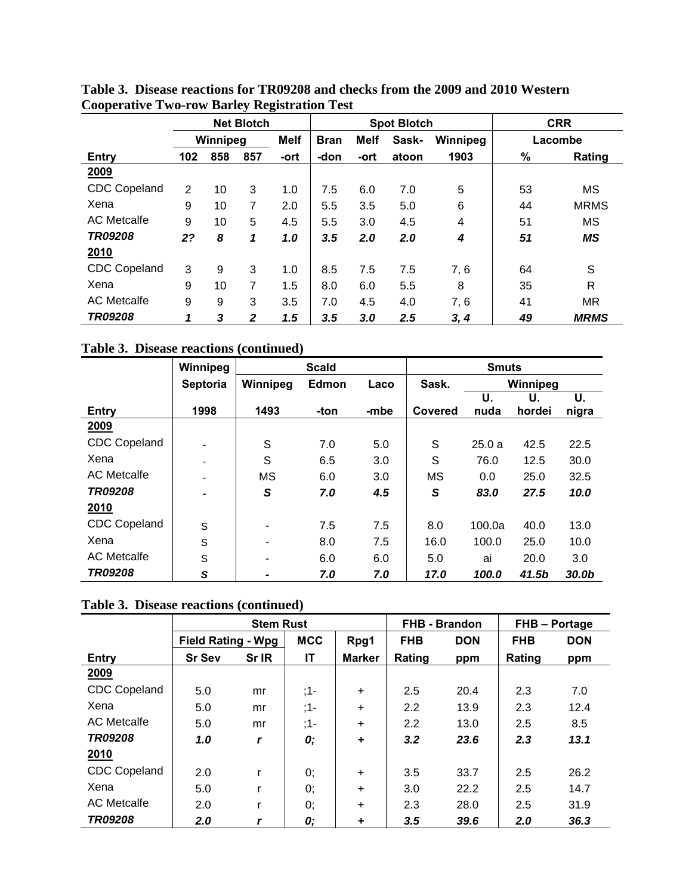**Table 3. Disease reactions for TR09208 and checks from the 2009 and 2010 Western Cooperative Two-row Barley Registration Test**

| | Net Blotch | | | | Spot Blotch | | | | CRR | |
|---|---|---|---|---|---|---|---|---|---|---|
| | Winnipeg | | | Melf | Bran | Melf | Sask- | Winnipeg | Lacombe | |
| **Entry** | **102** | **858** | **857** | **-ort** | **-don** | **-ort** | **atoon** | **1903** | **%** | **Rating** |
| **2009** | | | | | | | | | | |
| CDC Copeland | 2 | 10 | 3 | 1.0 | 7.5 | 6.0 | 7.0 | 5 | 53 | MS |
| Xena | 9 | 10 | 7 | 2.0 | 5.5 | 3.5 | 5.0 | 6 | 44 | MRMS |
| AC Metcalfe | 9 | 10 | 5 | 4.5 | 5.5 | 3.0 | 4.5 | 4 | 51 | MS |
| ***TR09208*** | ***2?*** | ***8*** | ***1*** | ***1.0*** | ***3.5*** | ***2.0*** | ***2.0*** | ***4*** | ***51*** | ***MS*** |
| **2010** | | | | | | | | | | |
| CDC Copeland | 3 | 9 | 3 | 1.0 | 8.5 | 7.5 | 7.5 | 7, 6 | 64 | S |
| Xena | 9 | 10 | 7 | 1.5 | 8.0 | 6.0 | 5.5 | 8 | 35 | R |
| AC Metcalfe | 9 | 9 | 3 | 3.5 | 7.0 | 4.5 | 4.0 | 7, 6 | 41 | MR |
| ***TR09208*** | ***1*** | ***3*** | ***2*** | ***1.5*** | ***3.5*** | ***3.0*** | ***2.5*** | ***3, 4*** | ***49*** | ***MRMS*** |

**Table 3. Disease reactions (continued)**

| | Winnipeg | Scald | | | Smuts | | | |
|---|---|---|---|---|---|---|---|---|
| | Septoria | Winnipeg | Edmon | Laco | Sask. | Winnipeg | | |
| **Entry** | **1998** | **1493** | **-ton** | **-mbe** | **Covered** | **U. nuda** | **U. hordei** | **U. nigra** |
| **2009** | | | | | | | | |
| CDC Copeland | - | S | 7.0 | 5.0 | S | 25.0 a | 42.5 | 22.5 |
| Xena | - | S | 6.5 | 3.0 | S | 76.0 | 12.5 | 30.0 |
| AC Metcalfe | - | MS | 6.0 | 3.0 | MS | 0.0 | 25.0 | 32.5 |
| ***TR09208*** | ***-*** | ***S*** | ***7.0*** | ***4.5*** | ***S*** | ***83.0*** | ***27.5*** | ***10.0*** |
| **2010** | | | | | | | | |
| CDC Copeland | S | - | 7.5 | 7.5 | 8.0 | 100.0a | 40.0 | 13.0 |
| Xena | S | - | 8.0 | 7.5 | 16.0 | 100.0 | 25.0 | 10.0 |
| AC Metcalfe | S | - | 6.0 | 6.0 | 5.0 | ai | 20.0 | 3.0 |
| ***TR09208*** | ***S*** | ***-*** | ***7.0*** | ***7.0*** | ***17.0*** | ***100.0*** | ***41.5b*** | ***30.0b*** |

**Table 3. Disease reactions (continued)**

| | Stem Rust | | | | FHB - Brandon | | FHB – Portage | |
|---|---|---|---|---|---|---|---|---|
| | Field Rating - Wpg | | MCC | Rpg1 | FHB | DON | FHB | DON |
| **Entry** | **Sr Sev** | **Sr IR** | **IT** | **Marker** | **Rating** | **ppm** | **Rating** | **ppm** |
| **2009** | | | | | | | | |
| CDC Copeland | 5.0 | mr | ;1- | + | 2.5 | 20.4 | 2.3 | 7.0 |
| Xena | 5.0 | mr | ;1- | + | 2.2 | 13.9 | 2.3 | 12.4 |
| AC Metcalfe | 5.0 | mr | ;1- | + | 2.2 | 13.0 | 2.5 | 8.5 |
| ***TR09208*** | ***1.0*** | ***r*** | ***0;*** | ***+*** | ***3.2*** | ***23.6*** | ***2.3*** | ***13.1*** |
| **2010** | | | | | | | | |
| CDC Copeland | 2.0 | r | 0; | + | 3.5 | 33.7 | 2.5 | 26.2 |
| Xena | 5.0 | r | 0; | + | 3.0 | 22.2 | 2.5 | 14.7 |
| AC Metcalfe | 2.0 | r | 0; | + | 2.3 | 28.0 | 2.5 | 31.9 |
| ***TR09208*** | ***2.0*** | ***r*** | ***0;*** | ***+*** | ***3.5*** | ***39.6*** | ***2.0*** | ***36.3*** |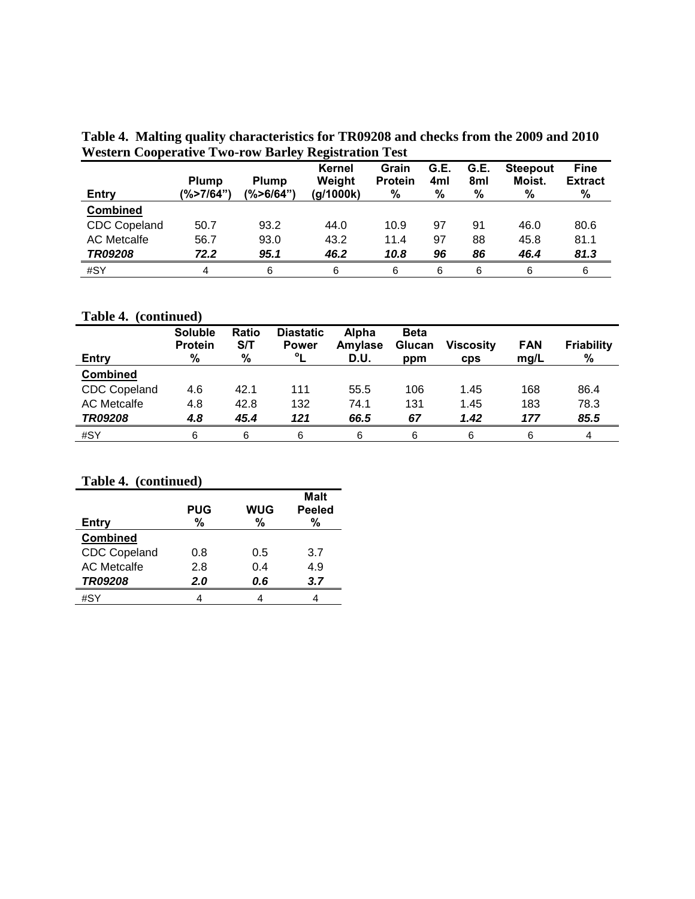**Table 4. Malting quality characteristics for TR09208 and checks from the 2009 and 2010 Western Cooperative Two-row Barley Registration Test**

| Entry | Plump (%>7/64") | Plump (%>6/64") | Kernel Weight (g/1000k) | Grain Protein % | G.E. 4ml % | G.E. 8ml % | Steepout Moist. % | Fine Extract % |
|---|---|---|---|---|---|---|---|---|
| **Combined** | | | | | | | | |
| CDC Copeland | 50.7 | 93.2 | 44.0 | 10.9 | 97 | 91 | 46.0 | 80.6 |
| AC Metcalfe | 56.7 | 93.0 | 43.2 | 11.4 | 97 | 88 | 45.8 | 81.1 |
| ***TR09208*** | ***72.2*** | ***95.1*** | ***46.2*** | ***10.8*** | ***96*** | ***86*** | ***46.4*** | ***81.3*** |
| #SY | 4 | 6 | 6 | 6 | 6 | 6 | 6 | 6 |

**Table 4. (continued)**

| Entry | Soluble Protein % | Ratio S/T % | Diastatic Power °L | Alpha Amylase D.U. | Beta Glucan ppm | Viscosity cps | FAN mg/L | Friability % |
|---|---|---|---|---|---|---|---|---|
| **Combined** | | | | | | | | |
| CDC Copeland | 4.6 | 42.1 | 111 | 55.5 | 106 | 1.45 | 168 | 86.4 |
| AC Metcalfe | 4.8 | 42.8 | 132 | 74.1 | 131 | 1.45 | 183 | 78.3 |
| ***TR09208*** | ***4.8*** | ***45.4*** | ***121*** | ***66.5*** | ***67*** | ***1.42*** | ***177*** | ***85.5*** |
| #SY | 6 | 6 | 6 | 6 | 6 | 6 | 6 | 4 |

**Table 4. (continued)**

| Entry | PUG % | WUG % | Malt Peeled % |
|---|---|---|---|
| **Combined** | | | |
| CDC Copeland | 0.8 | 0.5 | 3.7 |
| AC Metcalfe | 2.8 | 0.4 | 4.9 |
| ***TR09208*** | ***2.0*** | ***0.6*** | ***3.7*** |
| #SY | 4 | 4 | 4 |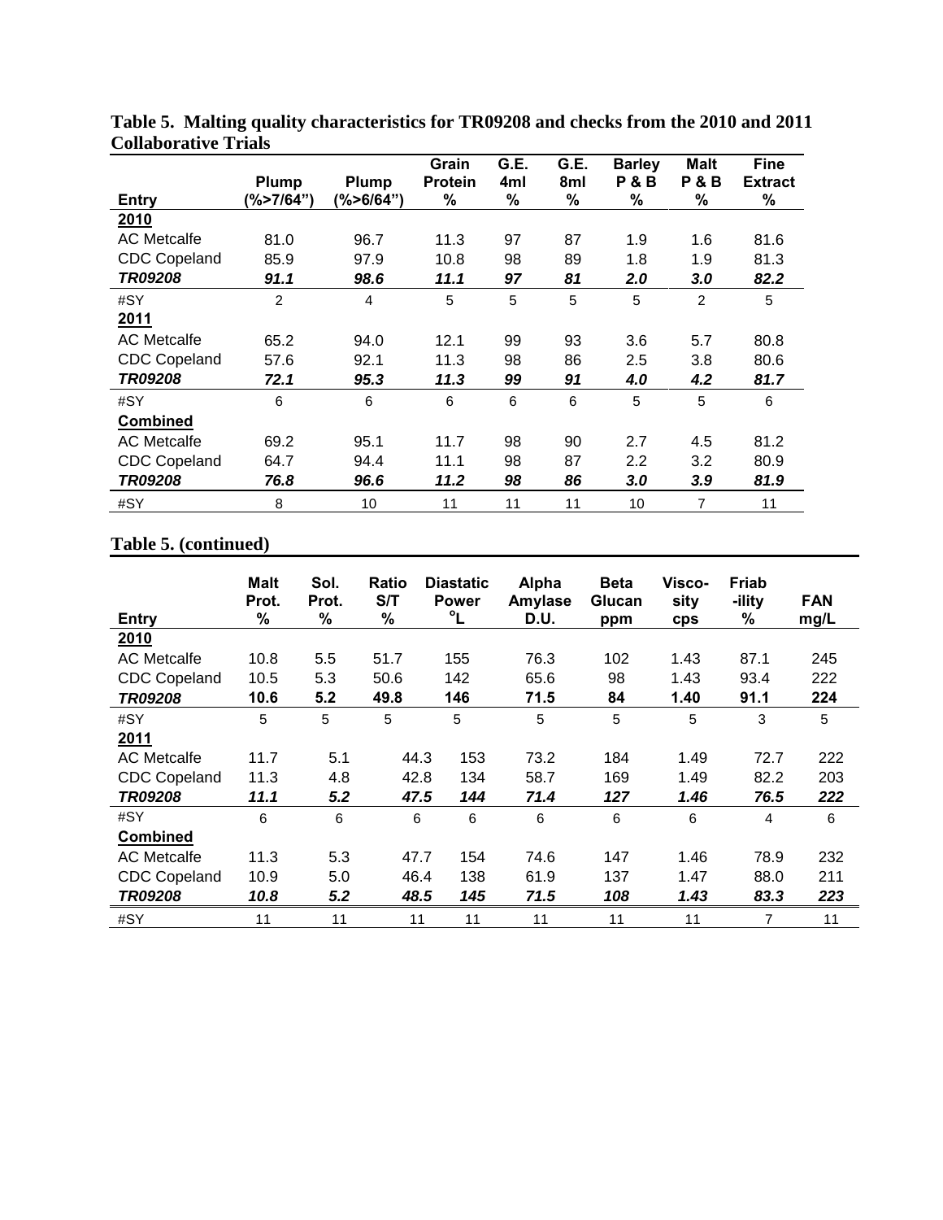**Table 5. Malting quality characteristics for TR09208 and checks from the 2010 and 2011 Collaborative Trials**

| Entry | Plump (%>7/64") | Plump (%>6/64") | Grain Protein % | G.E. 4ml % | G.E. 8ml % | Barley P & B % | Malt P & B % | Fine Extract % |
|---|---|---|---|---|---|---|---|---|
| **2010** | | | | | | | | |
| AC Metcalfe | 81.0 | 96.7 | 11.3 | 97 | 87 | 1.9 | 1.6 | 81.6 |
| CDC Copeland | 85.9 | 97.9 | 10.8 | 98 | 89 | 1.8 | 1.9 | 81.3 |
| ***TR09208*** | ***91.1*** | ***98.6*** | ***11.1*** | ***97*** | ***81*** | ***2.0*** | ***3.0*** | ***82.2*** |
| #SY | 2 | 4 | 5 | 5 | 5 | 5 | 2 | 5 |
| **2011** | | | | | | | | |
| AC Metcalfe | 65.2 | 94.0 | 12.1 | 99 | 93 | 3.6 | 5.7 | 80.8 |
| CDC Copeland | 57.6 | 92.1 | 11.3 | 98 | 86 | 2.5 | 3.8 | 80.6 |
| ***TR09208*** | ***72.1*** | ***95.3*** | ***11.3*** | ***99*** | ***91*** | ***4.0*** | ***4.2*** | ***81.7*** |
| #SY | 6 | 6 | 6 | 6 | 6 | 5 | 5 | 6 |
| **Combined** | | | | | | | | |
| AC Metcalfe | 69.2 | 95.1 | 11.7 | 98 | 90 | 2.7 | 4.5 | 81.2 |
| CDC Copeland | 64.7 | 94.4 | 11.1 | 98 | 87 | 2.2 | 3.2 | 80.9 |
| ***TR09208*** | ***76.8*** | ***96.6*** | ***11.2*** | ***98*** | ***86*** | ***3.0*** | ***3.9*** | ***81.9*** |
| #SY | 8 | 10 | 11 | 11 | 11 | 10 | 7 | 11 |

**Table 5. (continued)**

| Entry | Malt Prot. % | Sol. Prot. % | Ratio S/T % | Diastatic Power °L | Alpha Amylase D.U. | Beta Glucan ppm | Visco-sity cps | Friab -ility % | FAN mg/L |
|---|---|---|---|---|---|---|---|---|---|
| **2010** | | | | | | | | | |
| AC Metcalfe | 10.8 | 5.5 | 51.7 | 155 | 76.3 | 102 | 1.43 | 87.1 | 245 |
| CDC Copeland | 10.5 | 5.3 | 50.6 | 142 | 65.6 | 98 | 1.43 | 93.4 | 222 |
| **TR09208** | **10.6** | **5.2** | **49.8** | **146** | **71.5** | **84** | **1.40** | **91.1** | **224** |
| #SY | 5 | 5 | 5 | 5 | 5 | 5 | 5 | 3 | 5 |
| **2011** | | | | | | | | | |
| AC Metcalfe | 11.7 | 5.1 | 44.3 | 153 | 73.2 | 184 | 1.49 | 72.7 | 222 |
| CDC Copeland | 11.3 | 4.8 | 42.8 | 134 | 58.7 | 169 | 1.49 | 82.2 | 203 |
| ***TR09208*** | ***11.1*** | ***5.2*** | ***47.5*** | ***144*** | ***71.4*** | ***127*** | ***1.46*** | ***76.5*** | ***222*** |
| #SY | 6 | 6 | 6 | 6 | 6 | 6 | 6 | 4 | 6 |
| **Combined** | | | | | | | | | |
| AC Metcalfe | 11.3 | 5.3 | 47.7 | 154 | 74.6 | 147 | 1.46 | 78.9 | 232 |
| CDC Copeland | 10.9 | 5.0 | 46.4 | 138 | 61.9 | 137 | 1.47 | 88.0 | 211 |
| ***TR09208*** | ***10.8*** | ***5.2*** | ***48.5*** | ***145*** | ***71.5*** | ***108*** | ***1.43*** | ***83.3*** | ***223*** |
| #SY | 11 | 11 | 11 | 11 | 11 | 11 | 11 | 7 | 11 |